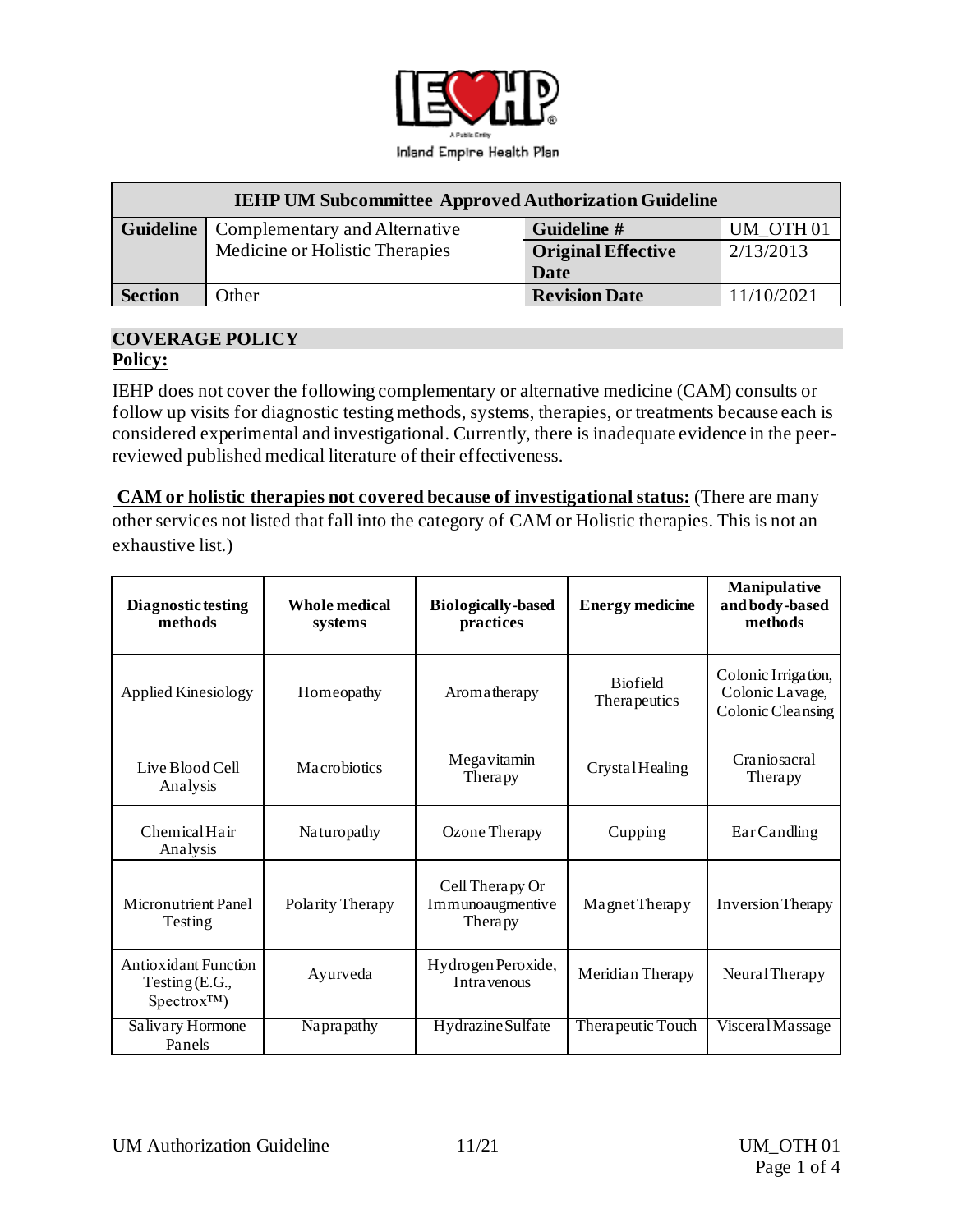Inland Empire Health Plan

| IEHP UM Subcommittee Approved Authorization Guideline | | | |
|---|---|---|---|
| **Guideline** | Complementary and Alternative Medicine or Holistic Therapies | **Guideline #** | UM_OTH 01 |
| | | **Original Effective Date** | 2/13/2013 |
| **Section** | Other | **Revision Date** | 11/10/2021 |

## COVERAGE POLICY

**Policy:**

IEHP does not cover the following complementary or alternative medicine (CAM) consults or follow up visits for diagnostic testing methods, systems, therapies, or treatments because each is considered experimental and investigational. Currently, there is inadequate evidence in the peer-reviewed published medical literature of their effectiveness.

**CAM or holistic therapies not covered because of investigational status:** (There are many other services not listed that fall into the category of CAM or Holistic therapies. This is not an exhaustive list.)

| Diagnostic testing methods | Whole medical systems | Biologically-based practices | Energy medicine | Manipulative and body-based methods |
|---|---|---|---|---|
| Applied Kinesiology | Homeopathy | Aromatherapy | Biofield Therapeutics | Colonic Irrigation, Colonic Lavage, Colonic Cleansing |
| Live Blood Cell Analysis | Macrobiotics | Megavitamin Therapy | Crystal Healing | Craniosacral Therapy |
| Chemical Hair Analysis | Naturopathy | Ozone Therapy | Cupping | Ear Candling |
| Micronutrient Panel Testing | Polarity Therapy | Cell Therapy Or Immunoaugmentive Therapy | Magnet Therapy | Inversion Therapy |
| Antioxidant Function Testing (E.G., Spectrox™) | Ayurveda | Hydrogen Peroxide, Intravenous | Meridian Therapy | Neural Therapy |
| Salivary Hormone Panels | Naprapathy | Hydrazine Sulfate | Therapeutic Touch | Visceral Massage |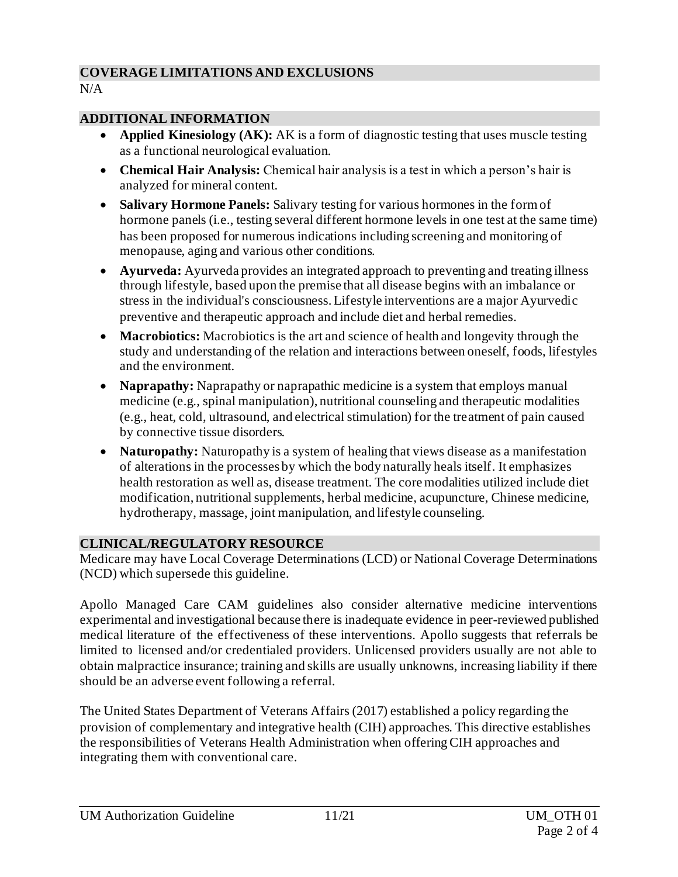## COVERAGE LIMITATIONS AND EXCLUSIONS

N/A

## ADDITIONAL INFORMATION

- **Applied Kinesiology (AK):** AK is a form of diagnostic testing that uses muscle testing as a functional neurological evaluation.
- **Chemical Hair Analysis:** Chemical hair analysis is a test in which a person's hair is analyzed for mineral content.
- **Salivary Hormone Panels:** Salivary testing for various hormones in the form of hormone panels (i.e., testing several different hormone levels in one test at the same time) has been proposed for numerous indications including screening and monitoring of menopause, aging and various other conditions.
- **Ayurveda:** Ayurveda provides an integrated approach to preventing and treating illness through lifestyle, based upon the premise that all disease begins with an imbalance or stress in the individual's consciousness. Lifestyle interventions are a major Ayurvedic preventive and therapeutic approach and include diet and herbal remedies.
- **Macrobiotics:** Macrobiotics is the art and science of health and longevity through the study and understanding of the relation and interactions between oneself, foods, lifestyles and the environment.
- **Naprapathy:** Naprapathy or naprapathic medicine is a system that employs manual medicine (e.g., spinal manipulation), nutritional counseling and therapeutic modalities (e.g., heat, cold, ultrasound, and electrical stimulation) for the treatment of pain caused by connective tissue disorders.
- **Naturopathy:** Naturopathy is a system of healing that views disease as a manifestation of alterations in the processes by which the body naturally heals itself. It emphasizes health restoration as well as, disease treatment. The core modalities utilized include diet modification, nutritional supplements, herbal medicine, acupuncture, Chinese medicine, hydrotherapy, massage, joint manipulation, and lifestyle counseling.

## CLINICAL/REGULATORY RESOURCE

Medicare may have Local Coverage Determinations (LCD) or National Coverage Determinations (NCD) which supersede this guideline.

Apollo Managed Care CAM guidelines also consider alternative medicine interventions experimental and investigational because there is inadequate evidence in peer-reviewed published medical literature of the effectiveness of these interventions. Apollo suggests that referrals be limited to licensed and/or credentialed providers. Unlicensed providers usually are not able to obtain malpractice insurance; training and skills are usually unknowns, increasing liability if there should be an adverse event following a referral.

The United States Department of Veterans Affairs (2017) established a policy regarding the provision of complementary and integrative health (CIH) approaches. This directive establishes the responsibilities of Veterans Health Administration when offering CIH approaches and integrating them with conventional care.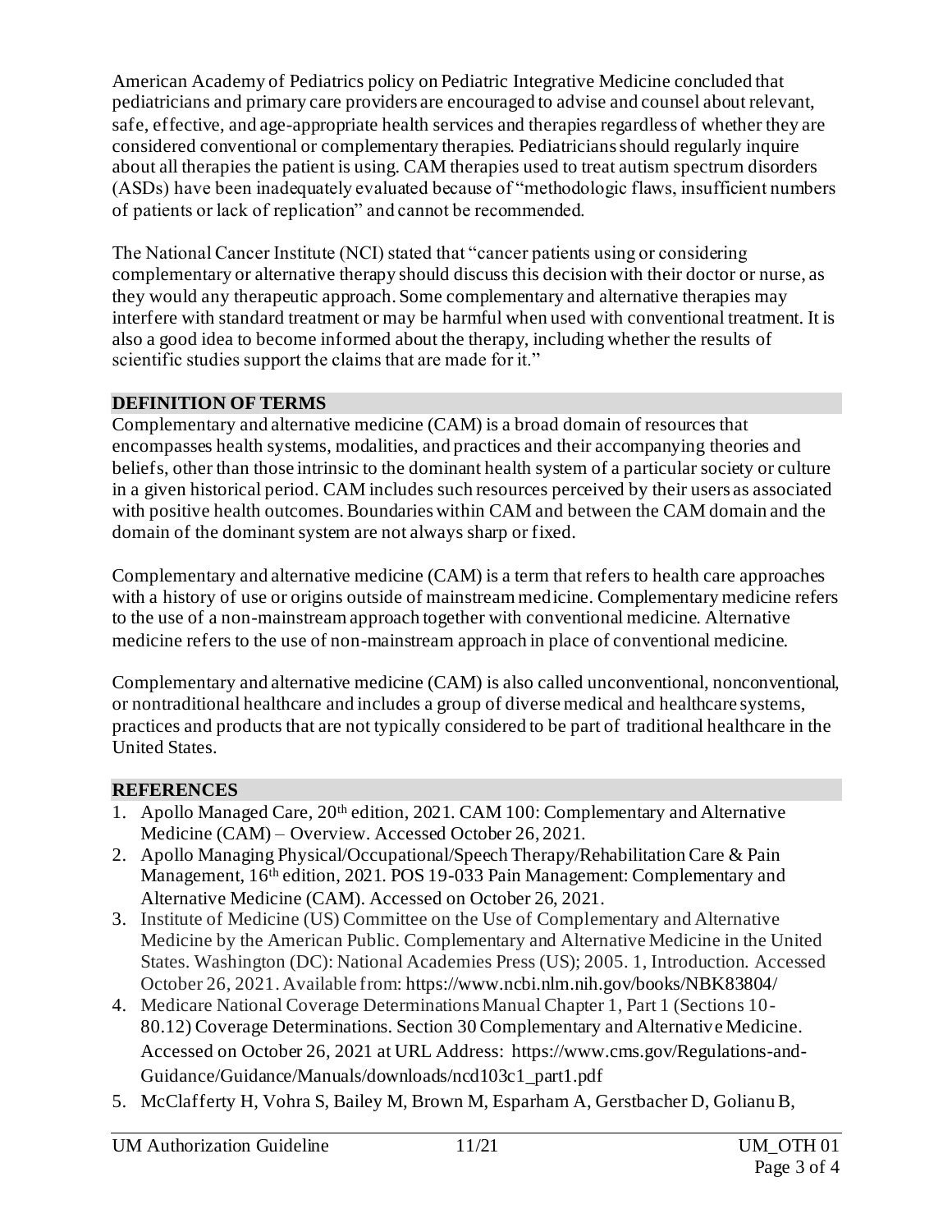American Academy of Pediatrics policy on Pediatric Integrative Medicine concluded that pediatricians and primary care providers are encouraged to advise and counsel about relevant, safe, effective, and age-appropriate health services and therapies regardless of whether they are considered conventional or complementary therapies. Pediatricians should regularly inquire about all therapies the patient is using. CAM therapies used to treat autism spectrum disorders (ASDs) have been inadequately evaluated because of "methodologic flaws, insufficient numbers of patients or lack of replication" and cannot be recommended.

The National Cancer Institute (NCI) stated that "cancer patients using or considering complementary or alternative therapy should discuss this decision with their doctor or nurse, as they would any therapeutic approach. Some complementary and alternative therapies may interfere with standard treatment or may be harmful when used with conventional treatment. It is also a good idea to become informed about the therapy, including whether the results of scientific studies support the claims that are made for it."

## DEFINITION OF TERMS

Complementary and alternative medicine (CAM) is a broad domain of resources that encompasses health systems, modalities, and practices and their accompanying theories and beliefs, other than those intrinsic to the dominant health system of a particular society or culture in a given historical period. CAM includes such resources perceived by their users as associated with positive health outcomes. Boundaries within CAM and between the CAM domain and the domain of the dominant system are not always sharp or fixed.

Complementary and alternative medicine (CAM) is a term that refers to health care approaches with a history of use or origins outside of mainstream medicine. Complementary medicine refers to the use of a non-mainstream approach together with conventional medicine. Alternative medicine refers to the use of non-mainstream approach in place of conventional medicine.

Complementary and alternative medicine (CAM) is also called unconventional, nonconventional, or nontraditional healthcare and includes a group of diverse medical and healthcare systems, practices and products that are not typically considered to be part of traditional healthcare in the United States.

## REFERENCES

1. Apollo Managed Care, 20th edition, 2021. CAM 100: Complementary and Alternative Medicine (CAM) – Overview. Accessed October 26, 2021.
2. Apollo Managing Physical/Occupational/Speech Therapy/Rehabilitation Care & Pain Management, 16th edition, 2021. POS 19-033 Pain Management: Complementary and Alternative Medicine (CAM). Accessed on October 26, 2021.
3. Institute of Medicine (US) Committee on the Use of Complementary and Alternative Medicine by the American Public. Complementary and Alternative Medicine in the United States. Washington (DC): National Academies Press (US); 2005. 1, Introduction. Accessed October 26, 2021. Available from: https://www.ncbi.nlm.nih.gov/books/NBK83804/
4. Medicare National Coverage Determinations Manual Chapter 1, Part 1 (Sections 10-80.12) Coverage Determinations. Section 30 Complementary and Alternative Medicine. Accessed on October 26, 2021 at URL Address: https://www.cms.gov/Regulations-and-Guidance/Guidance/Manuals/downloads/ncd103c1_part1.pdf
5. McClafferty H, Vohra S, Bailey M, Brown M, Esparham A, Gerstbacher D, Golianu B,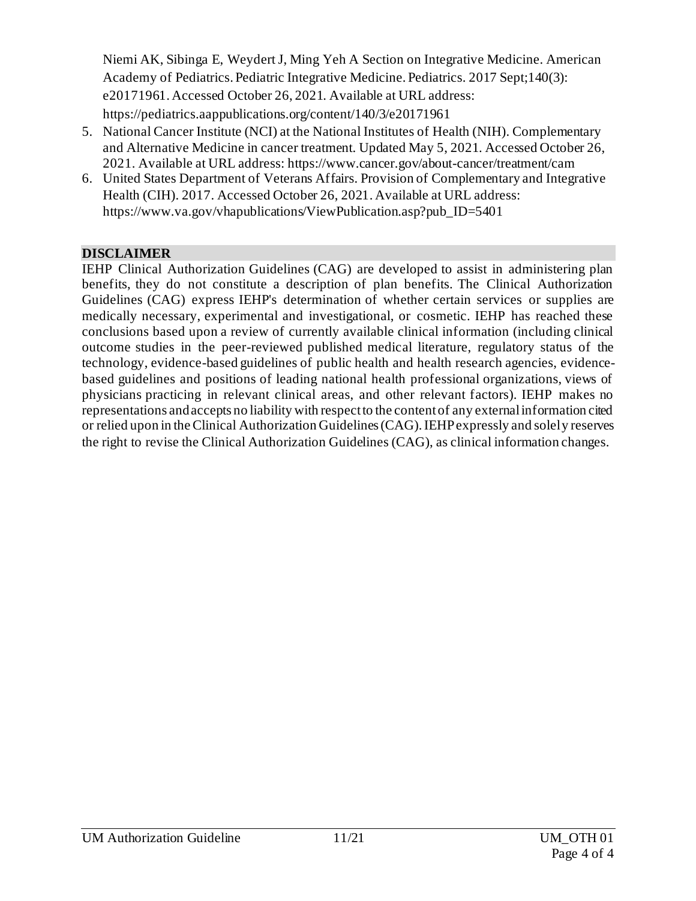Niemi AK, Sibinga E, Weydert J, Ming Yeh A Section on Integrative Medicine. American Academy of Pediatrics. Pediatric Integrative Medicine. Pediatrics. 2017 Sept;140(3): e20171961. Accessed October 26, 2021. Available at URL address: https://pediatrics.aappublications.org/content/140/3/e20171961

5. National Cancer Institute (NCI) at the National Institutes of Health (NIH). Complementary and Alternative Medicine in cancer treatment. Updated May 5, 2021. Accessed October 26, 2021. Available at URL address: https://www.cancer.gov/about-cancer/treatment/cam
6. United States Department of Veterans Affairs. Provision of Complementary and Integrative Health (CIH). 2017. Accessed October 26, 2021. Available at URL address: https://www.va.gov/vhapublications/ViewPublication.asp?pub_ID=5401

## DISCLAIMER

IEHP Clinical Authorization Guidelines (CAG) are developed to assist in administering plan benefits, they do not constitute a description of plan benefits. The Clinical Authorization Guidelines (CAG) express IEHP's determination of whether certain services or supplies are medically necessary, experimental and investigational, or cosmetic. IEHP has reached these conclusions based upon a review of currently available clinical information (including clinical outcome studies in the peer-reviewed published medical literature, regulatory status of the technology, evidence-based guidelines of public health and health research agencies, evidence-based guidelines and positions of leading national health professional organizations, views of physicians practicing in relevant clinical areas, and other relevant factors). IEHP makes no representations and accepts no liability with respect to the content of any external information cited or relied upon in the Clinical Authorization Guidelines (CAG). IEHP expressly and solely reserves the right to revise the Clinical Authorization Guidelines (CAG), as clinical information changes.